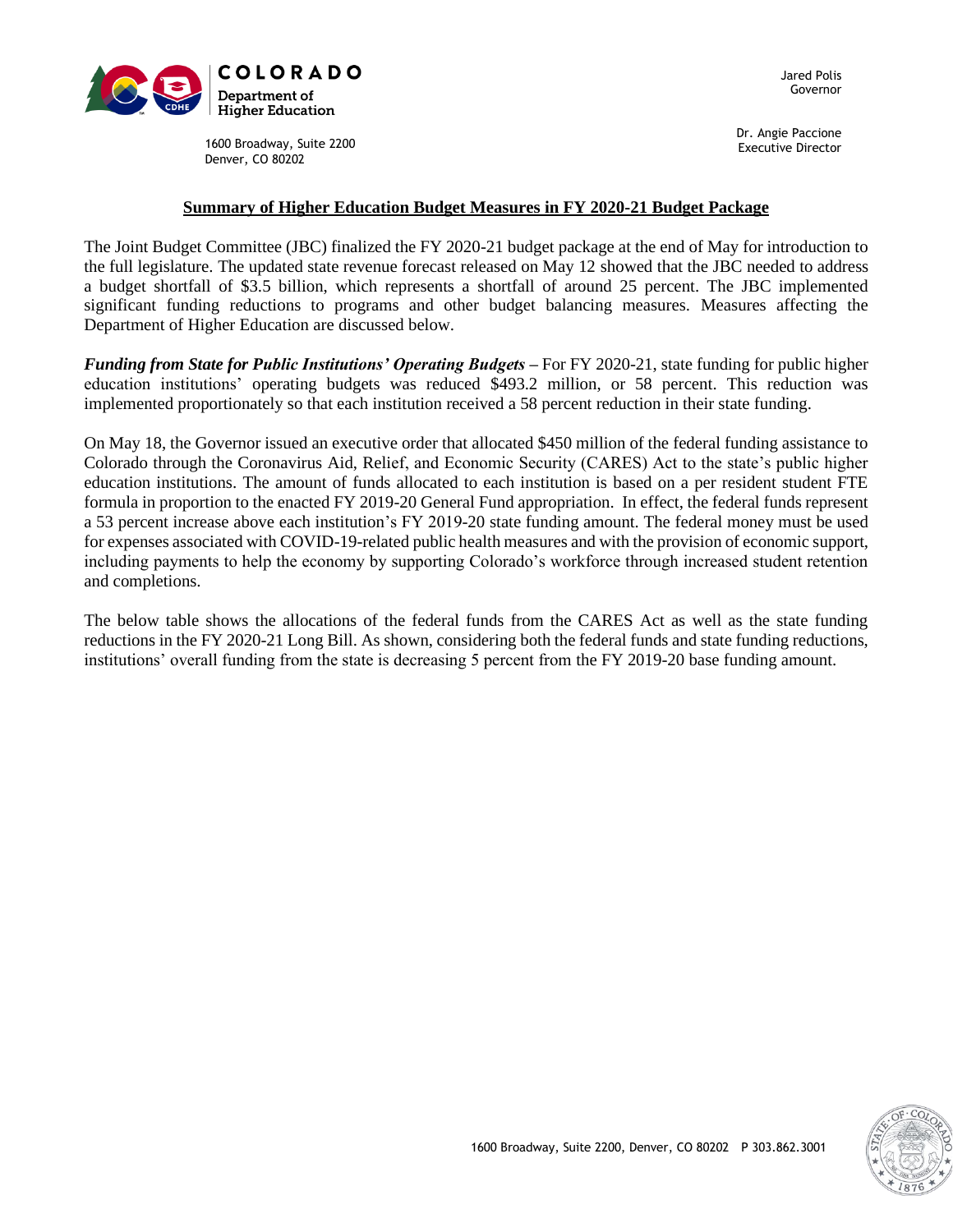COLORADO
Department of Higher Education

1600 Broadway, Suite 2200
Denver, CO 80202

Jared Polis
Governor

Dr. Angie Paccione
Executive Director

## Summary of Higher Education Budget Measures in FY 2020-21 Budget Package

The Joint Budget Committee (JBC) finalized the FY 2020-21 budget package at the end of May for introduction to the full legislature. The updated state revenue forecast released on May 12 showed that the JBC needed to address a budget shortfall of $3.5 billion, which represents a shortfall of around 25 percent. The JBC implemented significant funding reductions to programs and other budget balancing measures. Measures affecting the Department of Higher Education are discussed below.

***Funding from State for Public Institutions' Operating Budgets*** – For FY 2020-21, state funding for public higher education institutions' operating budgets was reduced $493.2 million, or 58 percent. This reduction was implemented proportionately so that each institution received a 58 percent reduction in their state funding.

On May 18, the Governor issued an executive order that allocated $450 million of the federal funding assistance to Colorado through the Coronavirus Aid, Relief, and Economic Security (CARES) Act to the state's public higher education institutions. The amount of funds allocated to each institution is based on a per resident student FTE formula in proportion to the enacted FY 2019-20 General Fund appropriation. In effect, the federal funds represent a 53 percent increase above each institution's FY 2019-20 state funding amount. The federal money must be used for expenses associated with COVID-19-related public health measures and with the provision of economic support, including payments to help the economy by supporting Colorado's workforce through increased student retention and completions.

The below table shows the allocations of the federal funds from the CARES Act as well as the state funding reductions in the FY 2020-21 Long Bill. As shown, considering both the federal funds and state funding reductions, institutions' overall funding from the state is decreasing 5 percent from the FY 2019-20 base funding amount.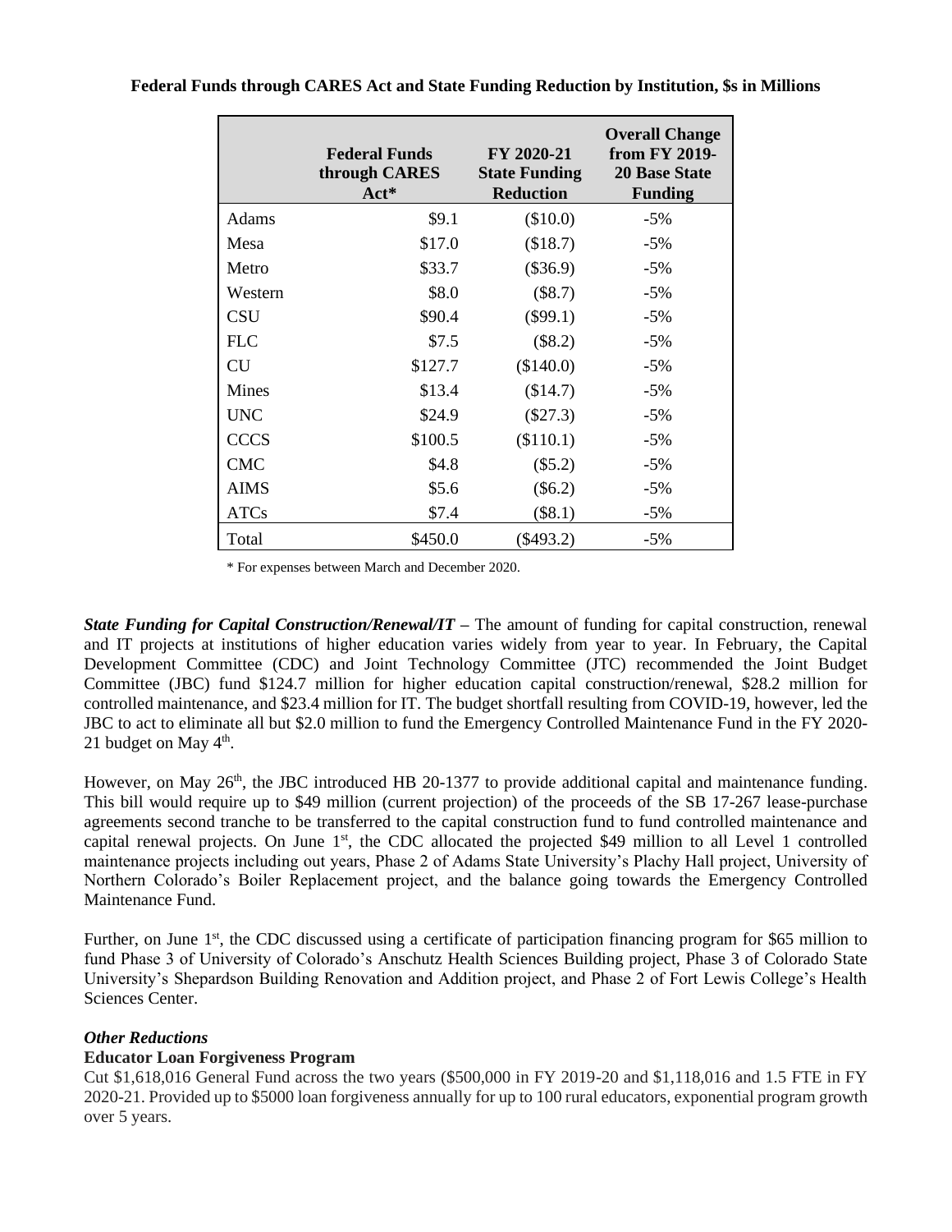**Federal Funds through CARES Act and State Funding Reduction by Institution, $s in Millions**

| | Federal Funds through CARES Act* | FY 2020-21 State Funding Reduction | Overall Change from FY 2019-20 Base State Funding |
|---|---|---|---|
| Adams | $9.1 | ($10.0) | -5% |
| Mesa | $17.0 | ($18.7) | -5% |
| Metro | $33.7 | ($36.9) | -5% |
| Western | $8.0 | ($8.7) | -5% |
| CSU | $90.4 | ($99.1) | -5% |
| FLC | $7.5 | ($8.2) | -5% |
| CU | $127.7 | ($140.0) | -5% |
| Mines | $13.4 | ($14.7) | -5% |
| UNC | $24.9 | ($27.3) | -5% |
| CCCS | $100.5 | ($110.1) | -5% |
| CMC | $4.8 | ($5.2) | -5% |
| AIMS | $5.6 | ($6.2) | -5% |
| ATCs | $7.4 | ($8.1) | -5% |
| Total | $450.0 | ($493.2) | -5% |

\* For expenses between March and December 2020.

***State Funding for Capital Construction/Renewal/IT*** **–** The amount of funding for capital construction, renewal and IT projects at institutions of higher education varies widely from year to year. In February, the Capital Development Committee (CDC) and Joint Technology Committee (JTC) recommended the Joint Budget Committee (JBC) fund $124.7 million for higher education capital construction/renewal, $28.2 million for controlled maintenance, and $23.4 million for IT. The budget shortfall resulting from COVID-19, however, led the JBC to act to eliminate all but $2.0 million to fund the Emergency Controlled Maintenance Fund in the FY 2020-21 budget on May 4th.

However, on May 26th, the JBC introduced HB 20-1377 to provide additional capital and maintenance funding. This bill would require up to $49 million (current projection) of the proceeds of the SB 17-267 lease-purchase agreements second tranche to be transferred to the capital construction fund to fund controlled maintenance and capital renewal projects. On June 1st, the CDC allocated the projected $49 million to all Level 1 controlled maintenance projects including out years, Phase 2 of Adams State University's Plachy Hall project, University of Northern Colorado's Boiler Replacement project, and the balance going towards the Emergency Controlled Maintenance Fund.

Further, on June 1st, the CDC discussed using a certificate of participation financing program for $65 million to fund Phase 3 of University of Colorado's Anschutz Health Sciences Building project, Phase 3 of Colorado State University's Shepardson Building Renovation and Addition project, and Phase 2 of Fort Lewis College's Health Sciences Center.

***Other Reductions***

**Educator Loan Forgiveness Program**

Cut $1,618,016 General Fund across the two years ($500,000 in FY 2019-20 and $1,118,016 and 1.5 FTE in FY 2020-21. Provided up to $5000 loan forgiveness annually for up to 100 rural educators, exponential program growth over 5 years.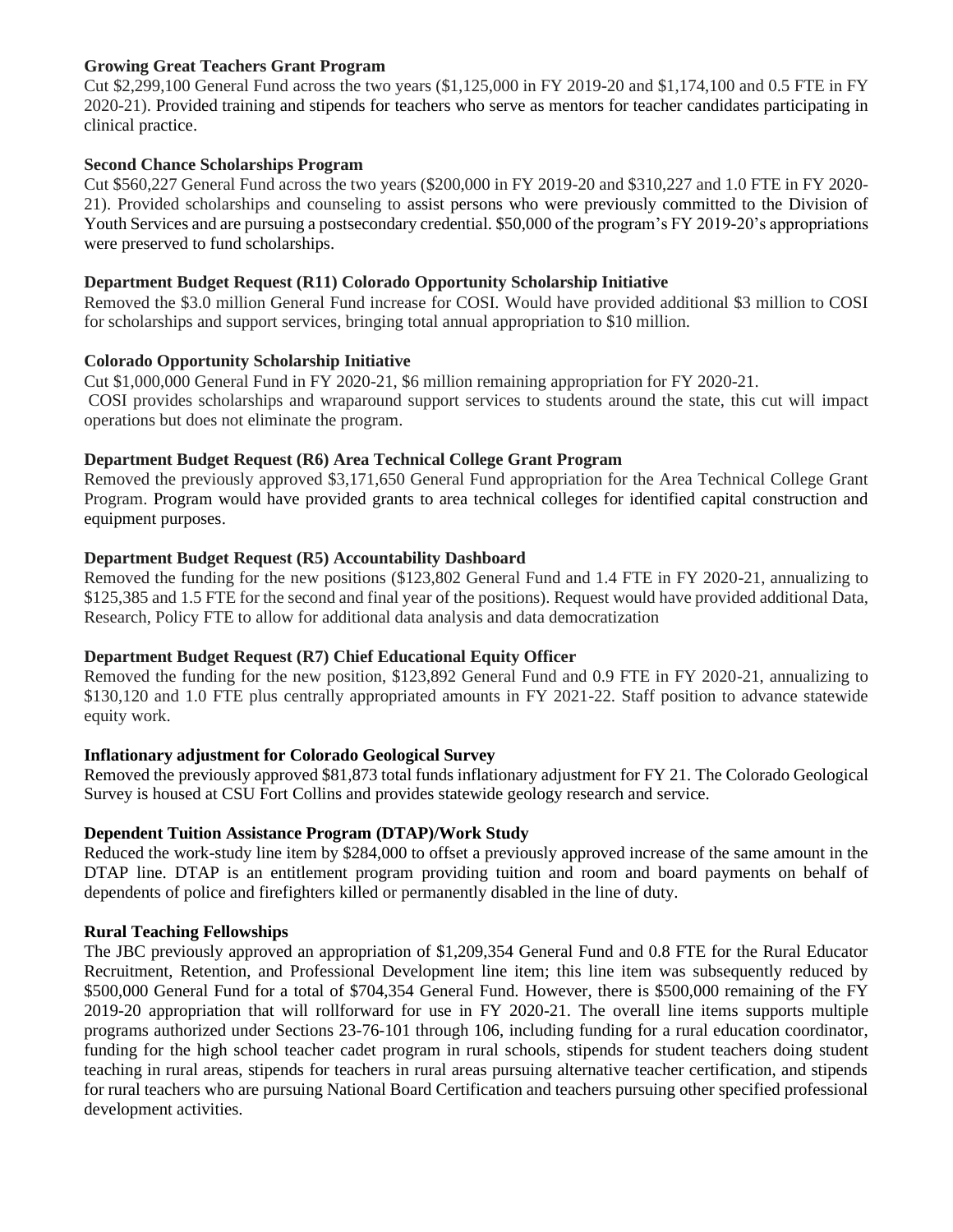**Growing Great Teachers Grant Program**

Cut $2,299,100 General Fund across the two years ($1,125,000 in FY 2019-20 and $1,174,100 and 0.5 FTE in FY 2020-21). Provided training and stipends for teachers who serve as mentors for teacher candidates participating in clinical practice.

**Second Chance Scholarships Program**

Cut $560,227 General Fund across the two years ($200,000 in FY 2019-20 and $310,227 and 1.0 FTE in FY 2020-21). Provided scholarships and counseling to assist persons who were previously committed to the Division of Youth Services and are pursuing a postsecondary credential. $50,000 of the program's FY 2019-20's appropriations were preserved to fund scholarships.

**Department Budget Request (R11) Colorado Opportunity Scholarship Initiative**

Removed the $3.0 million General Fund increase for COSI. Would have provided additional $3 million to COSI for scholarships and support services, bringing total annual appropriation to $10 million.

**Colorado Opportunity Scholarship Initiative**

Cut $1,000,000 General Fund in FY 2020-21, $6 million remaining appropriation for FY 2020-21.
COSI provides scholarships and wraparound support services to students around the state, this cut will impact operations but does not eliminate the program.

**Department Budget Request (R6) Area Technical College Grant Program**

Removed the previously approved $3,171,650 General Fund appropriation for the Area Technical College Grant Program. Program would have provided grants to area technical colleges for identified capital construction and equipment purposes.

**Department Budget Request (R5) Accountability Dashboard**

Removed the funding for the new positions ($123,802 General Fund and 1.4 FTE in FY 2020-21, annualizing to $125,385 and 1.5 FTE for the second and final year of the positions). Request would have provided additional Data, Research, Policy FTE to allow for additional data analysis and data democratization

**Department Budget Request (R7) Chief Educational Equity Officer**

Removed the funding for the new position, $123,892 General Fund and 0.9 FTE in FY 2020-21, annualizing to $130,120 and 1.0 FTE plus centrally appropriated amounts in FY 2021-22. Staff position to advance statewide equity work.

**Inflationary adjustment for Colorado Geological Survey**

Removed the previously approved $81,873 total funds inflationary adjustment for FY 21. The Colorado Geological Survey is housed at CSU Fort Collins and provides statewide geology research and service.

**Dependent Tuition Assistance Program (DTAP)/Work Study**

Reduced the work-study line item by $284,000 to offset a previously approved increase of the same amount in the DTAP line. DTAP is an entitlement program providing tuition and room and board payments on behalf of dependents of police and firefighters killed or permanently disabled in the line of duty.

**Rural Teaching Fellowships**

The JBC previously approved an appropriation of $1,209,354 General Fund and 0.8 FTE for the Rural Educator Recruitment, Retention, and Professional Development line item; this line item was subsequently reduced by $500,000 General Fund for a total of $704,354 General Fund. However, there is $500,000 remaining of the FY 2019-20 appropriation that will rollforward for use in FY 2020-21. The overall line items supports multiple programs authorized under Sections 23-76-101 through 106, including funding for a rural education coordinator, funding for the high school teacher cadet program in rural schools, stipends for student teachers doing student teaching in rural areas, stipends for teachers in rural areas pursuing alternative teacher certification, and stipends for rural teachers who are pursuing National Board Certification and teachers pursuing other specified professional development activities.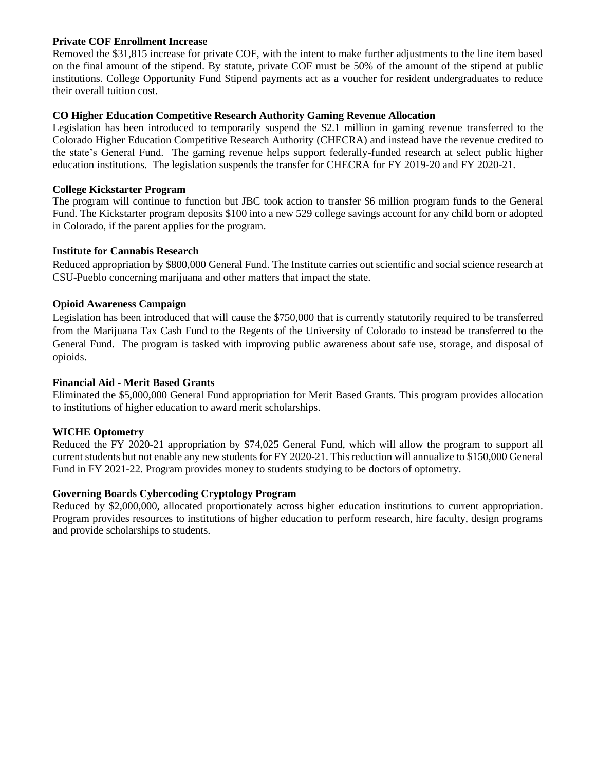**Private COF Enrollment Increase**

Removed the $31,815 increase for private COF, with the intent to make further adjustments to the line item based on the final amount of the stipend. By statute, private COF must be 50% of the amount of the stipend at public institutions. College Opportunity Fund Stipend payments act as a voucher for resident undergraduates to reduce their overall tuition cost.

**CO Higher Education Competitive Research Authority Gaming Revenue Allocation**

Legislation has been introduced to temporarily suspend the $2.1 million in gaming revenue transferred to the Colorado Higher Education Competitive Research Authority (CHECRA) and instead have the revenue credited to the state's General Fund. The gaming revenue helps support federally-funded research at select public higher education institutions. The legislation suspends the transfer for CHECRA for FY 2019-20 and FY 2020-21.

**College Kickstarter Program**

The program will continue to function but JBC took action to transfer $6 million program funds to the General Fund. The Kickstarter program deposits $100 into a new 529 college savings account for any child born or adopted in Colorado, if the parent applies for the program.

**Institute for Cannabis Research**

Reduced appropriation by $800,000 General Fund. The Institute carries out scientific and social science research at CSU-Pueblo concerning marijuana and other matters that impact the state.

**Opioid Awareness Campaign**

Legislation has been introduced that will cause the $750,000 that is currently statutorily required to be transferred from the Marijuana Tax Cash Fund to the Regents of the University of Colorado to instead be transferred to the General Fund. The program is tasked with improving public awareness about safe use, storage, and disposal of opioids.

**Financial Aid - Merit Based Grants**

Eliminated the $5,000,000 General Fund appropriation for Merit Based Grants. This program provides allocation to institutions of higher education to award merit scholarships.

**WICHE Optometry**

Reduced the FY 2020-21 appropriation by $74,025 General Fund, which will allow the program to support all current students but not enable any new students for FY 2020-21. This reduction will annualize to $150,000 General Fund in FY 2021-22. Program provides money to students studying to be doctors of optometry.

**Governing Boards Cybercoding Cryptology Program**

Reduced by $2,000,000, allocated proportionately across higher education institutions to current appropriation. Program provides resources to institutions of higher education to perform research, hire faculty, design programs and provide scholarships to students.